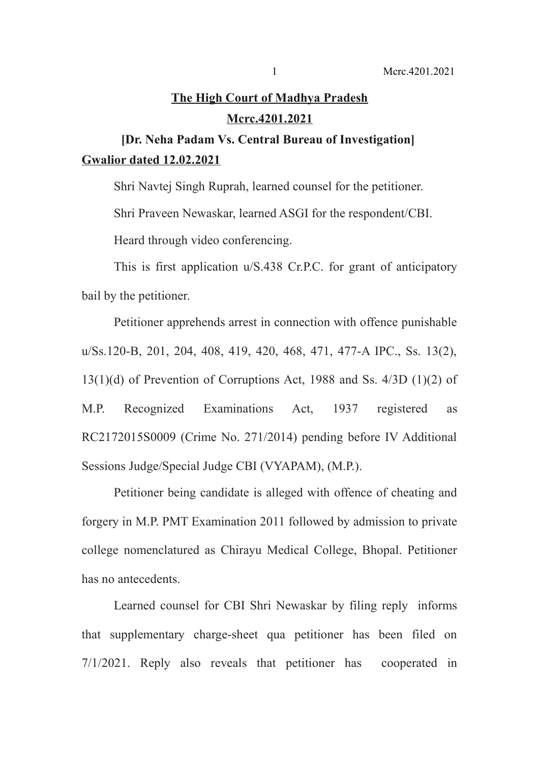**The High Court of Madhya Pradesh**

**Mcrc.4201.2021**

**[Dr. Neha Padam Vs. Central Bureau of Investigation]**

**Gwalior dated 12.02.2021**

Shri Navtej Singh Ruprah, learned counsel for the petitioner.

Shri Praveen Newaskar, learned ASGI for the respondent/CBI.

Heard through video conferencing.

This is first application u/S.438 Cr.P.C. for grant of anticipatory bail by the petitioner.

Petitioner apprehends arrest in connection with offence punishable u/Ss.120-B, 201, 204, 408, 419, 420, 468, 471, 477-A IPC., Ss. 13(2), 13(1)(d) of Prevention of Corruptions Act, 1988 and Ss. 4/3D (1)(2) of M.P. Recognized Examinations Act, 1937 registered as RC2172015S0009 (Crime No. 271/2014) pending before IV Additional Sessions Judge/Special Judge CBI (VYAPAM), (M.P.).

Petitioner being candidate is alleged with offence of cheating and forgery in M.P. PMT Examination 2011 followed by admission to private college nomenclatured as Chirayu Medical College, Bhopal. Petitioner has no antecedents.

Learned counsel for CBI Shri Newaskar by filing reply informs that supplementary charge-sheet qua petitioner has been filed on 7/1/2021. Reply also reveals that petitioner has cooperated in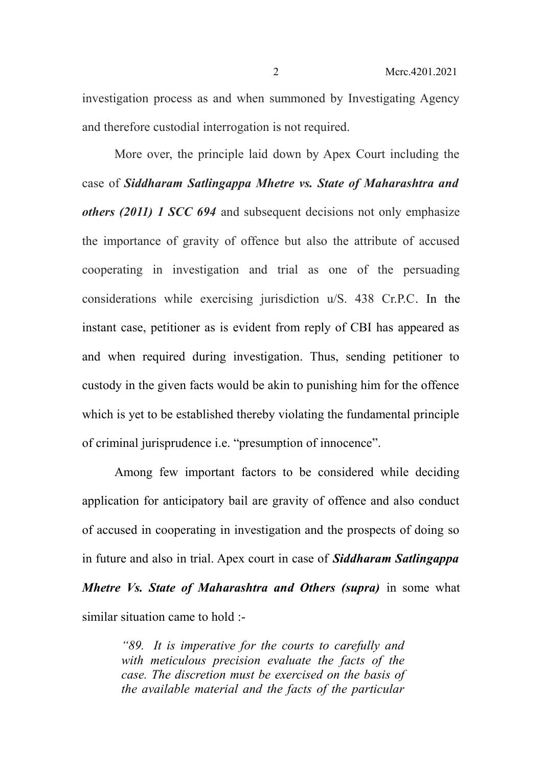investigation process as and when summoned by Investigating Agency and therefore custodial interrogation is not required.

More over, the principle laid down by Apex Court including the case of ***Siddharam Satlingappa Mhetre vs. State of Maharashtra and others (2011) 1 SCC 694*** and subsequent decisions not only emphasize the importance of gravity of offence but also the attribute of accused cooperating in investigation and trial as one of the persuading considerations while exercising jurisdiction u/S. 438 Cr.P.C. In the instant case, petitioner as is evident from reply of CBI has appeared as and when required during investigation. Thus, sending petitioner to custody in the given facts would be akin to punishing him for the offence which is yet to be established thereby violating the fundamental principle of criminal jurisprudence i.e. "presumption of innocence".

Among few important factors to be considered while deciding application for anticipatory bail are gravity of offence and also conduct of accused in cooperating in investigation and the prospects of doing so in future and also in trial. Apex court in case of ***Siddharam Satlingappa Mhetre Vs. State of Maharashtra and Others (supra)*** in some what similar situation came to hold :-

> *"89. It is imperative for the courts to carefully and with meticulous precision evaluate the facts of the case. The discretion must be exercised on the basis of the available material and the facts of the particular*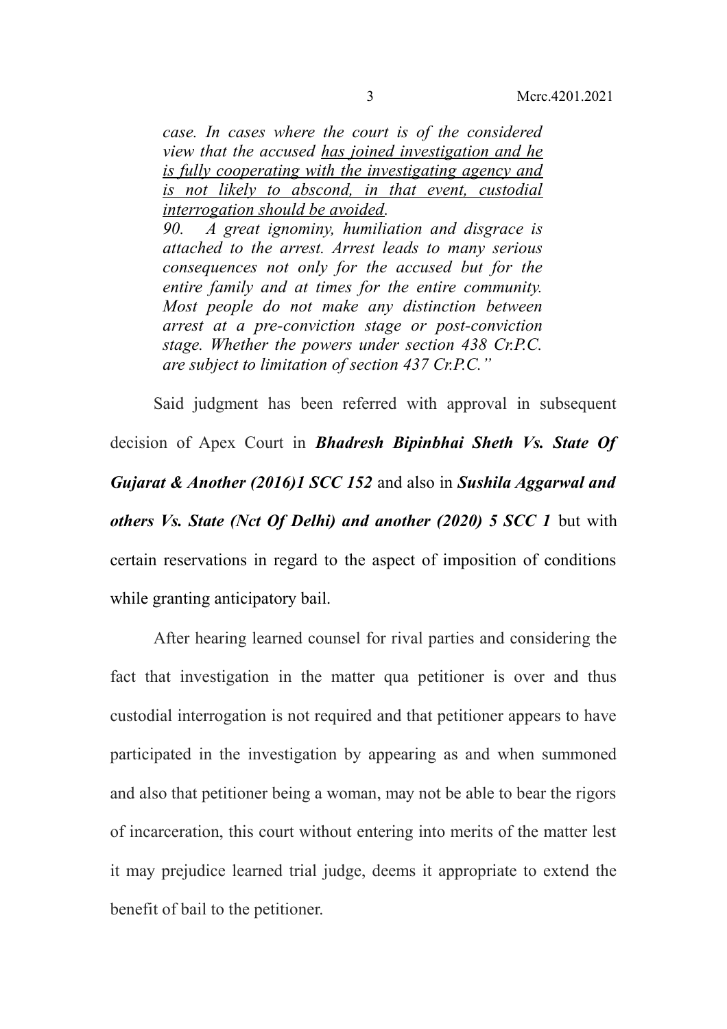*case. In cases where the court is of the considered view that the accused <u>has joined investigation and he is fully cooperating with the investigating agency and is not likely to abscond, in that event, custodial interrogation should be avoided</u>.*

*90. A great ignominy, humiliation and disgrace is attached to the arrest. Arrest leads to many serious consequences not only for the accused but for the entire family and at times for the entire community. Most people do not make any distinction between arrest at a pre-conviction stage or post-conviction stage. Whether the powers under section 438 Cr.P.C. are subject to limitation of section 437 Cr.P.C."*

Said judgment has been referred with approval in subsequent decision of Apex Court in ***Bhadresh Bipinbhai Sheth Vs. State Of Gujarat & Another (2016)1 SCC 152*** and also in ***Sushila Aggarwal and others Vs. State (Nct Of Delhi) and another (2020) 5 SCC 1*** but with certain reservations in regard to the aspect of imposition of conditions while granting anticipatory bail.

After hearing learned counsel for rival parties and considering the fact that investigation in the matter qua petitioner is over and thus custodial interrogation is not required and that petitioner appears to have participated in the investigation by appearing as and when summoned and also that petitioner being a woman, may not be able to bear the rigors of incarceration, this court without entering into merits of the matter lest it may prejudice learned trial judge, deems it appropriate to extend the benefit of bail to the petitioner.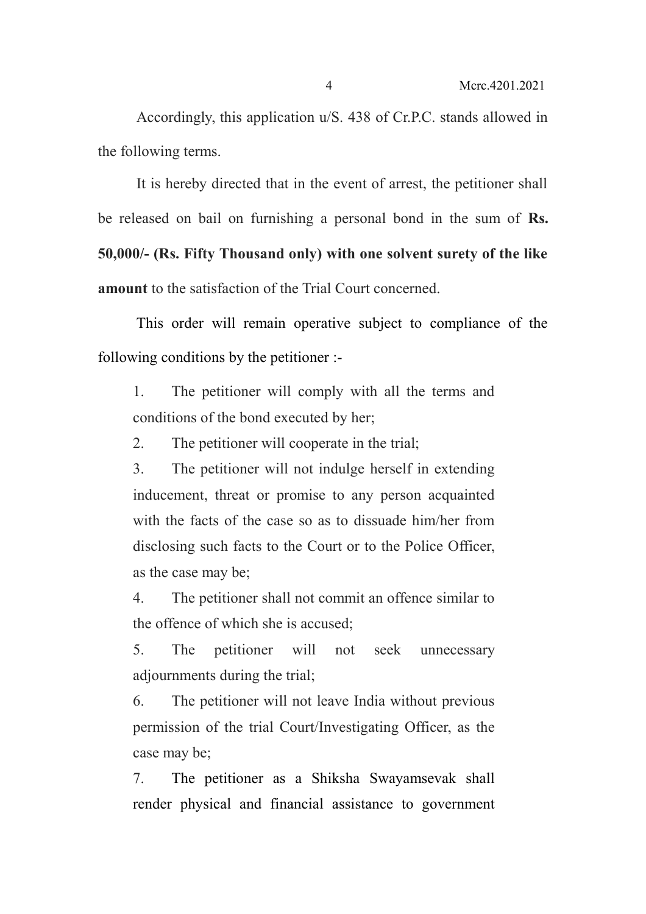Accordingly, this application u/S. 438 of Cr.P.C. stands allowed in the following terms.

It is hereby directed that in the event of arrest, the petitioner shall be released on bail on furnishing a personal bond in the sum of **Rs. 50,000/- (Rs. Fifty Thousand only) with one solvent surety of the like amount** to the satisfaction of the Trial Court concerned.

This order will remain operative subject to compliance of the following conditions by the petitioner :-

1. The petitioner will comply with all the terms and conditions of the bond executed by her;
2. The petitioner will cooperate in the trial;
3. The petitioner will not indulge herself in extending inducement, threat or promise to any person acquainted with the facts of the case so as to dissuade him/her from disclosing such facts to the Court or to the Police Officer, as the case may be;
4. The petitioner shall not commit an offence similar to the offence of which she is accused;
5. The petitioner will not seek unnecessary adjournments during the trial;
6. The petitioner will not leave India without previous permission of the trial Court/Investigating Officer, as the case may be;
7. The petitioner as a Shiksha Swayamsevak shall render physical and financial assistance to government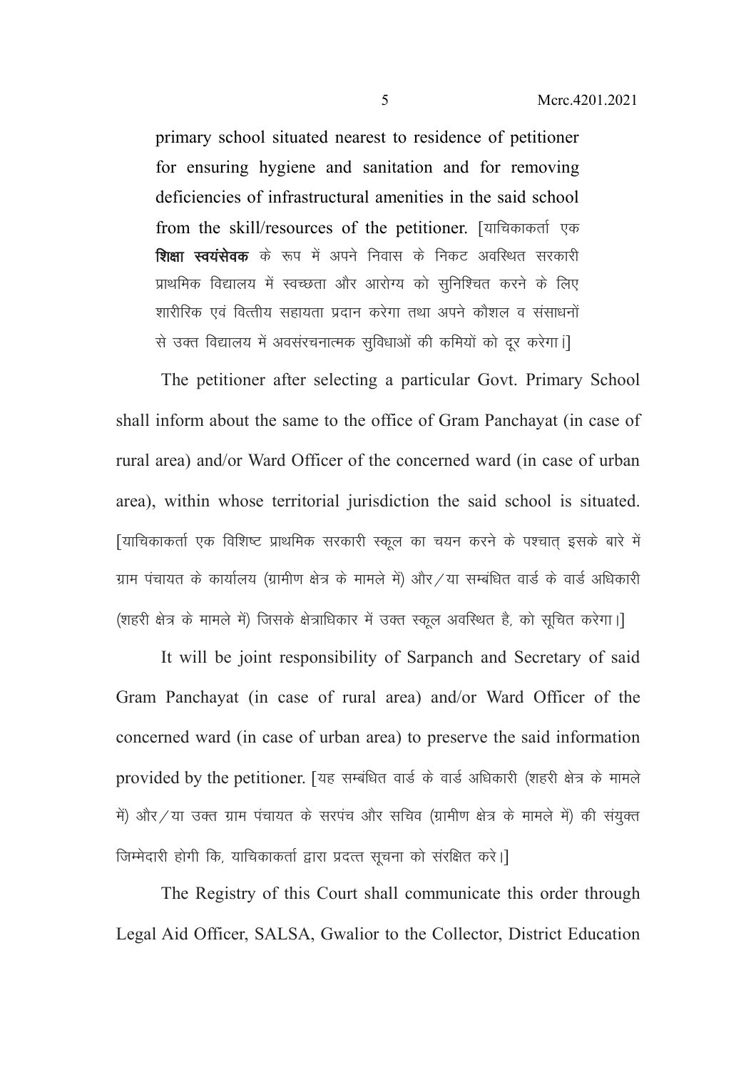primary school situated nearest to residence of petitioner for ensuring hygiene and sanitation and for removing deficiencies of infrastructural amenities in the said school from the skill/resources of the petitioner. [याचिकाकर्ता एक **शिक्षा स्वयंसेवक** के रूप में अपने निवास के निकट अवस्थित सरकारी प्राथमिक विद्यालय में स्वच्छता और आरोग्य को सुनिश्चित करने के लिए शारीरिक एवं वित्तीय सहायता प्रदान करेगा तथा अपने कौशल व संसाधनों से उक्त विद्यालय में अवसंरचनात्मक सुविधाओं की कमियों को दूर करेगा।]

The petitioner after selecting a particular Govt. Primary School shall inform about the same to the office of Gram Panchayat (in case of rural area) and/or Ward Officer of the concerned ward (in case of urban area), within whose territorial jurisdiction the said school is situated. [याचिकाकर्ता एक विशिष्ट प्राथमिक सरकारी स्कूल का चयन करने के पश्चात् इसके बारे में ग्राम पंचायत के कार्यालय (ग्रामीण क्षेत्र के मामले में) और/या सम्बंधित वार्ड के वार्ड अधिकारी (शहरी क्षेत्र के मामले में) जिसके क्षेत्राधिकार में उक्त स्कूल अवस्थित है, को सूचित करेगा।]

It will be joint responsibility of Sarpanch and Secretary of said Gram Panchayat (in case of rural area) and/or Ward Officer of the concerned ward (in case of urban area) to preserve the said information provided by the petitioner. [यह सम्बंधित वार्ड के वार्ड अधिकारी (शहरी क्षेत्र के मामले में) और/या उक्त ग्राम पंचायत के सरपंच और सचिव (ग्रामीण क्षेत्र के मामले में) की संयुक्त जिम्मेदारी होगी कि, याचिकाकर्ता द्वारा प्रदत्त सूचना को संरक्षित करे।]

The Registry of this Court shall communicate this order through Legal Aid Officer, SALSA, Gwalior to the Collector, District Education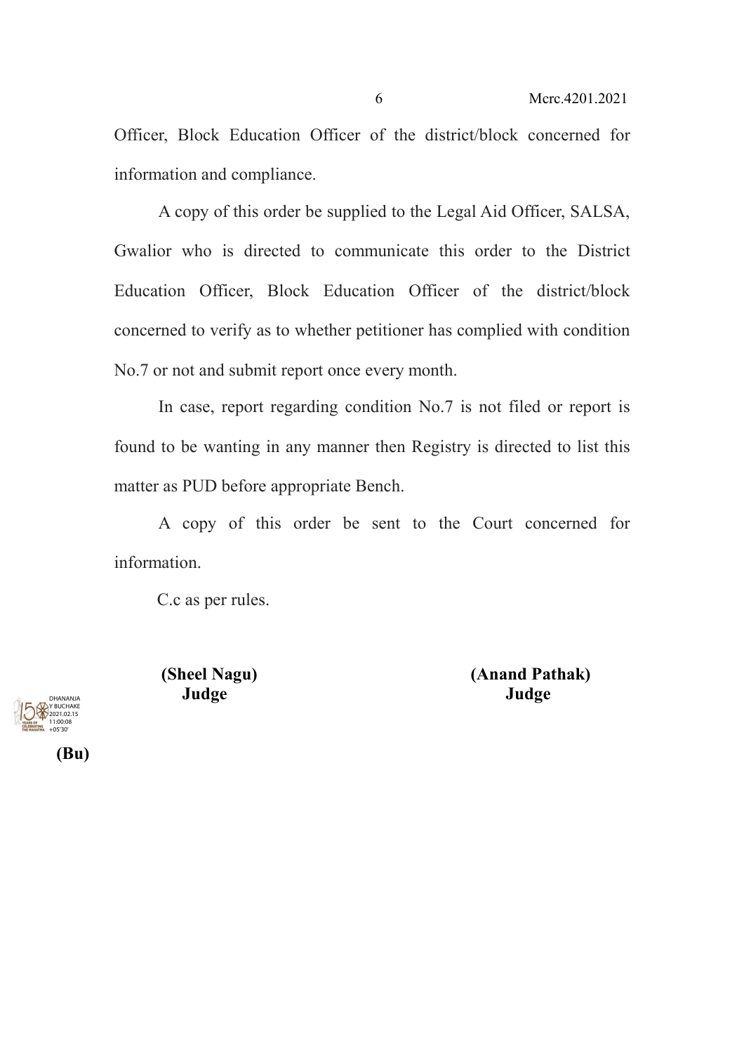Officer, Block Education Officer of the district/block concerned for information and compliance.

A copy of this order be supplied to the Legal Aid Officer, SALSA, Gwalior who is directed to communicate this order to the District Education Officer, Block Education Officer of the district/block concerned to verify as to whether petitioner has complied with condition No.7 or not and submit report once every month.

In case, report regarding condition No.7 is not filed or report is found to be wanting in any manner then Registry is directed to list this matter as PUD before appropriate Bench.

A copy of this order be sent to the Court concerned for information.

C.c as per rules.

**(Sheel Nagu)**
**Judge**

**(Anand Pathak)**
**Judge**

DHANANJAY BUCHAKE
2021.02.15
11:00:08
+05'30'

**(Bu)**